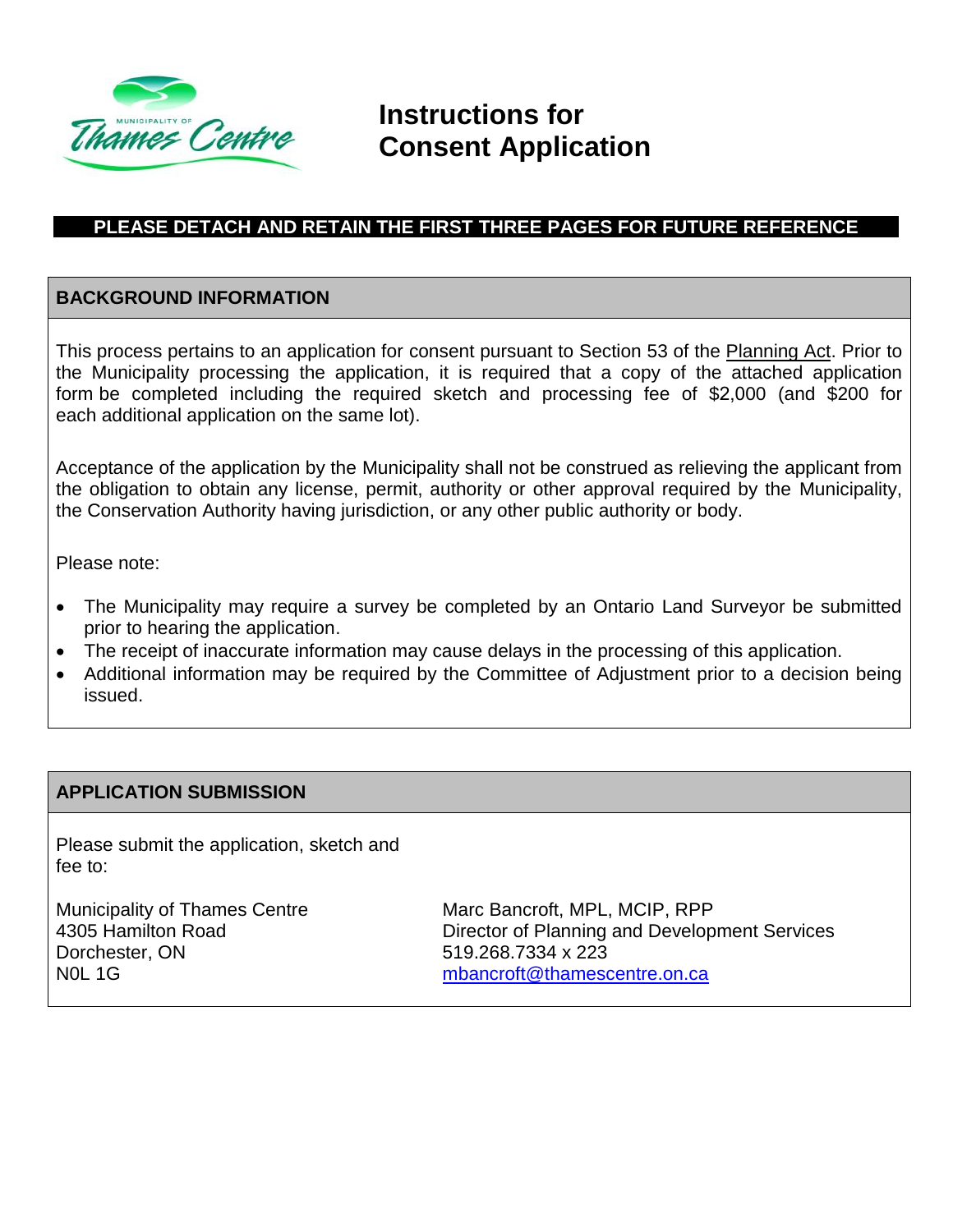# Instructions for Consent Application

**PLEASE DETACH AND RETAIN THE FIRST THREE PAGES FOR FUTURE REFERENCE**

## BACKGROUND INFORMATION

This process pertains to an application for consent pursuant to Section 53 of the Planning Act. Prior to the Municipality processing the application, it is required that a copy of the attached application form be completed including the required sketch and processing fee of $2,000 (and $200 for each additional application on the same lot).

Acceptance of the application by the Municipality shall not be construed as relieving the applicant from the obligation to obtain any license, permit, authority or other approval required by the Municipality, the Conservation Authority having jurisdiction, or any other public authority or body.

Please note:

- The Municipality may require a survey be completed by an Ontario Land Surveyor be submitted prior to hearing the application.
- The receipt of inaccurate information may cause delays in the processing of this application.
- Additional information may be required by the Committee of Adjustment prior to a decision being issued.

## APPLICATION SUBMISSION

Please submit the application, sketch and fee to:

Municipality of Thames Centre
4305 Hamilton Road
Dorchester, ON
N0L 1G

Marc Bancroft, MPL, MCIP, RPP
Director of Planning and Development Services
519.268.7334 x 223
mbancroft@thamescentre.on.ca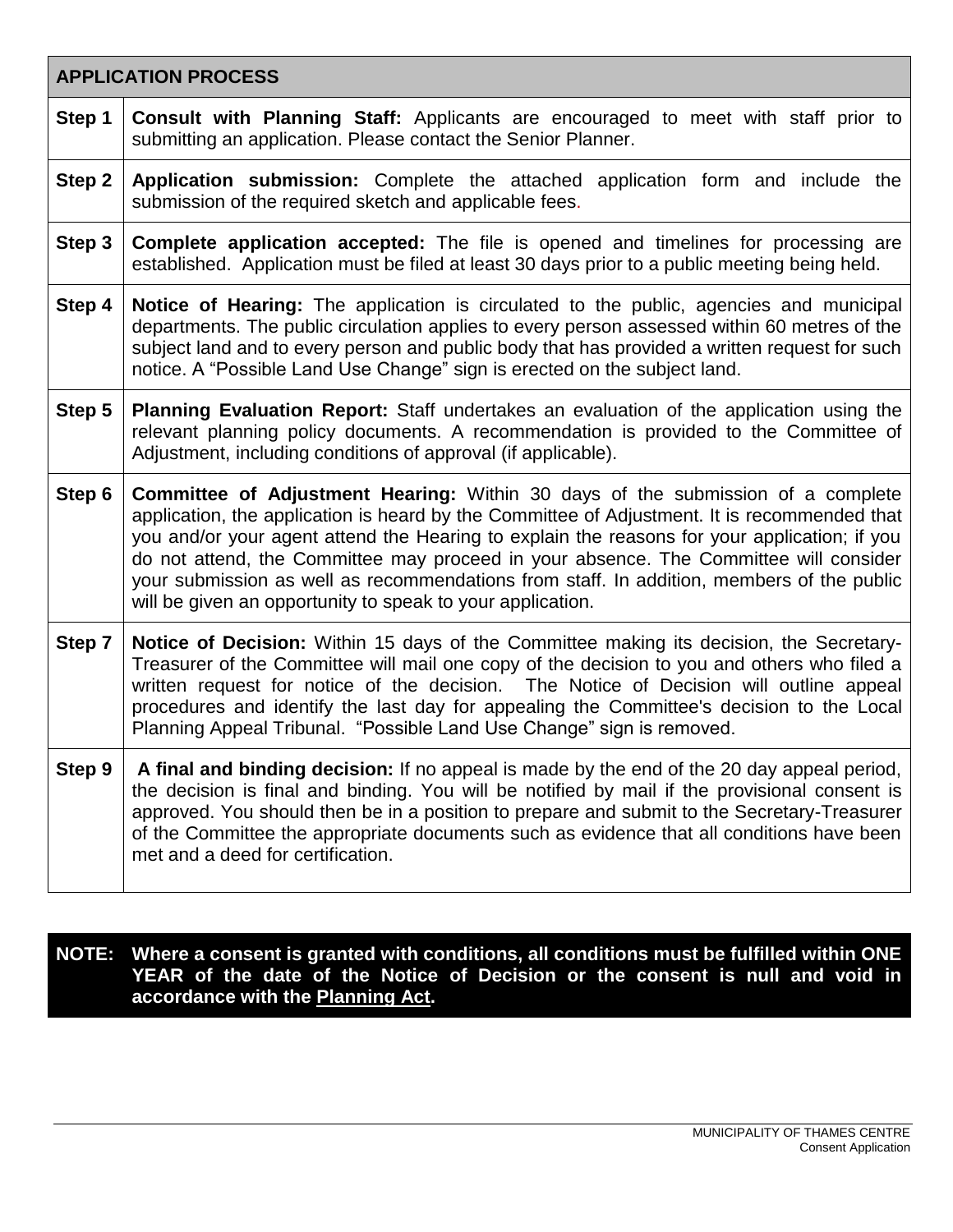| APPLICATION PROCESS | |
|---|---|
| **Step 1** | **Consult with Planning Staff:** Applicants are encouraged to meet with staff prior to submitting an application. Please contact the Senior Planner. |
| **Step 2** | **Application submission:** Complete the attached application form and include the submission of the required sketch and applicable fees. |
| **Step 3** | **Complete application accepted:** The file is opened and timelines for processing are established. Application must be filed at least 30 days prior to a public meeting being held. |
| **Step 4** | **Notice of Hearing:** The application is circulated to the public, agencies and municipal departments. The public circulation applies to every person assessed within 60 metres of the subject land and to every person and public body that has provided a written request for such notice. A "Possible Land Use Change" sign is erected on the subject land. |
| **Step 5** | **Planning Evaluation Report:** Staff undertakes an evaluation of the application using the relevant planning policy documents. A recommendation is provided to the Committee of Adjustment, including conditions of approval (if applicable). |
| **Step 6** | **Committee of Adjustment Hearing:** Within 30 days of the submission of a complete application, the application is heard by the Committee of Adjustment. It is recommended that you and/or your agent attend the Hearing to explain the reasons for your application; if you do not attend, the Committee may proceed in your absence. The Committee will consider your submission as well as recommendations from staff. In addition, members of the public will be given an opportunity to speak to your application. |
| **Step 7** | **Notice of Decision:** Within 15 days of the Committee making its decision, the Secretary-Treasurer of the Committee will mail one copy of the decision to you and others who filed a written request for notice of the decision. The Notice of Decision will outline appeal procedures and identify the last day for appealing the Committee's decision to the Local Planning Appeal Tribunal. "Possible Land Use Change" sign is removed. |
| **Step 9** | **A final and binding decision:** If no appeal is made by the end of the 20 day appeal period, the decision is final and binding. You will be notified by mail if the provisional consent is approved. You should then be in a position to prepare and submit to the Secretary-Treasurer of the Committee the appropriate documents such as evidence that all conditions have been met and a deed for certification. |

**NOTE: Where a consent is granted with conditions, all conditions must be fulfilled within ONE YEAR of the date of the Notice of Decision or the consent is null and void in accordance with the Planning Act.**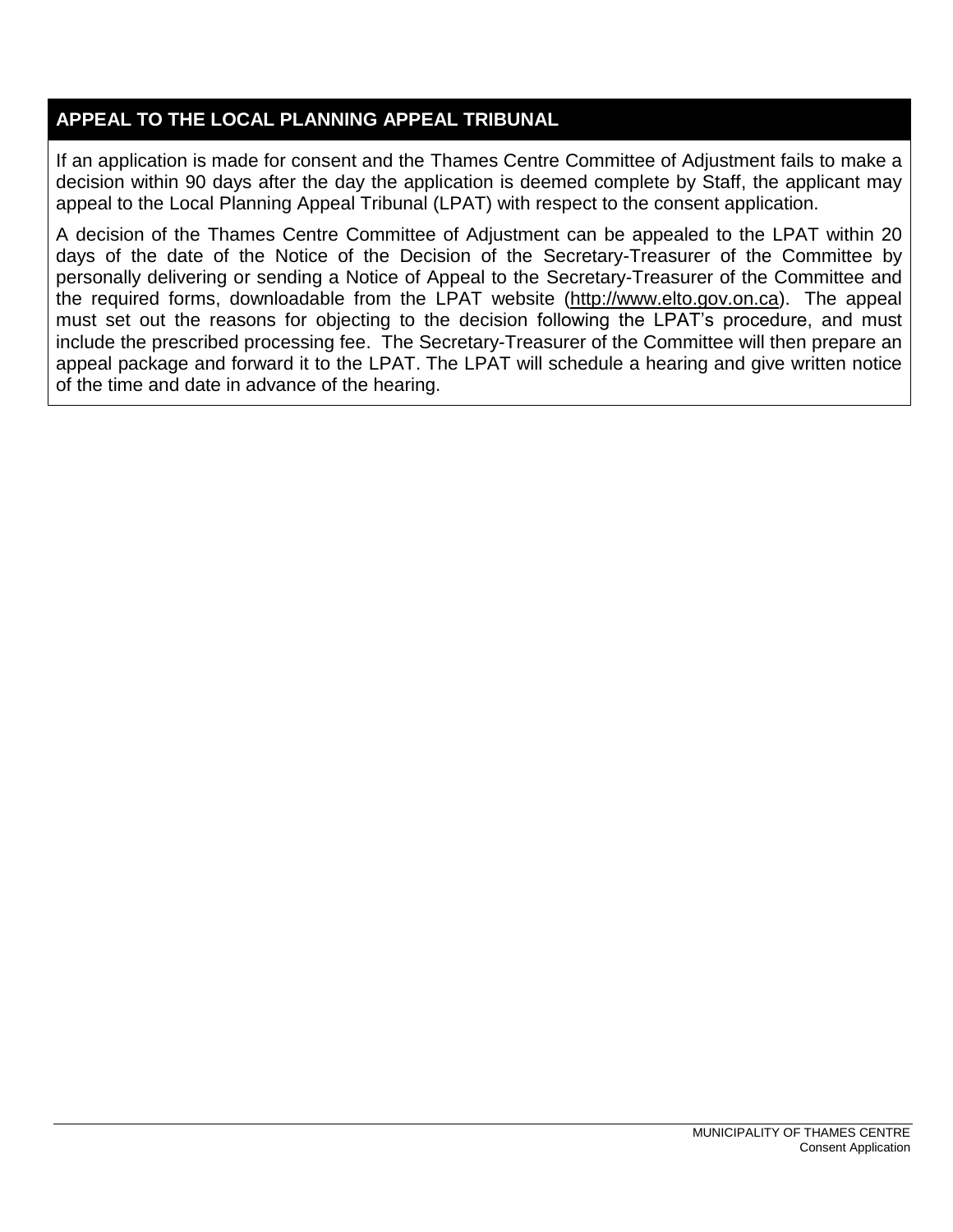## APPEAL TO THE LOCAL PLANNING APPEAL TRIBUNAL

If an application is made for consent and the Thames Centre Committee of Adjustment fails to make a decision within 90 days after the day the application is deemed complete by Staff, the applicant may appeal to the Local Planning Appeal Tribunal (LPAT) with respect to the consent application.

A decision of the Thames Centre Committee of Adjustment can be appealed to the LPAT within 20 days of the date of the Notice of the Decision of the Secretary-Treasurer of the Committee by personally delivering or sending a Notice of Appeal to the Secretary-Treasurer of the Committee and the required forms, downloadable from the LPAT website (http://www.elto.gov.on.ca). The appeal must set out the reasons for objecting to the decision following the LPAT's procedure, and must include the prescribed processing fee. The Secretary-Treasurer of the Committee will then prepare an appeal package and forward it to the LPAT. The LPAT will schedule a hearing and give written notice of the time and date in advance of the hearing.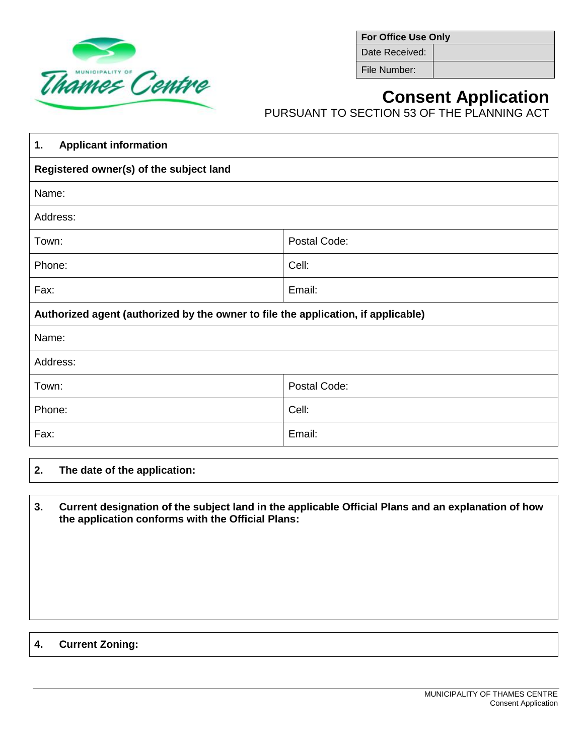| For Office Use Only | |
|---|---|
| Date Received: | |
| File Number: | |

# Consent Application

PURSUANT TO SECTION 53 OF THE PLANNING ACT

| **1. Applicant information** | |
|---|---|
| **Registered owner(s) of the subject land** | |
| Name: | |
| Address: | |
| Town: | Postal Code: |
| Phone: | Cell: |
| Fax: | Email: |
| **Authorized agent (authorized by the owner to file the application, if applicable)** | |
| Name: | |
| Address: | |
| Town: | Postal Code: |
| Phone: | Cell: |
| Fax: | Email: |

**2. The date of the application:**

**3. Current designation of the subject land in the applicable Official Plans and an explanation of how the application conforms with the Official Plans:**

**4. Current Zoning:**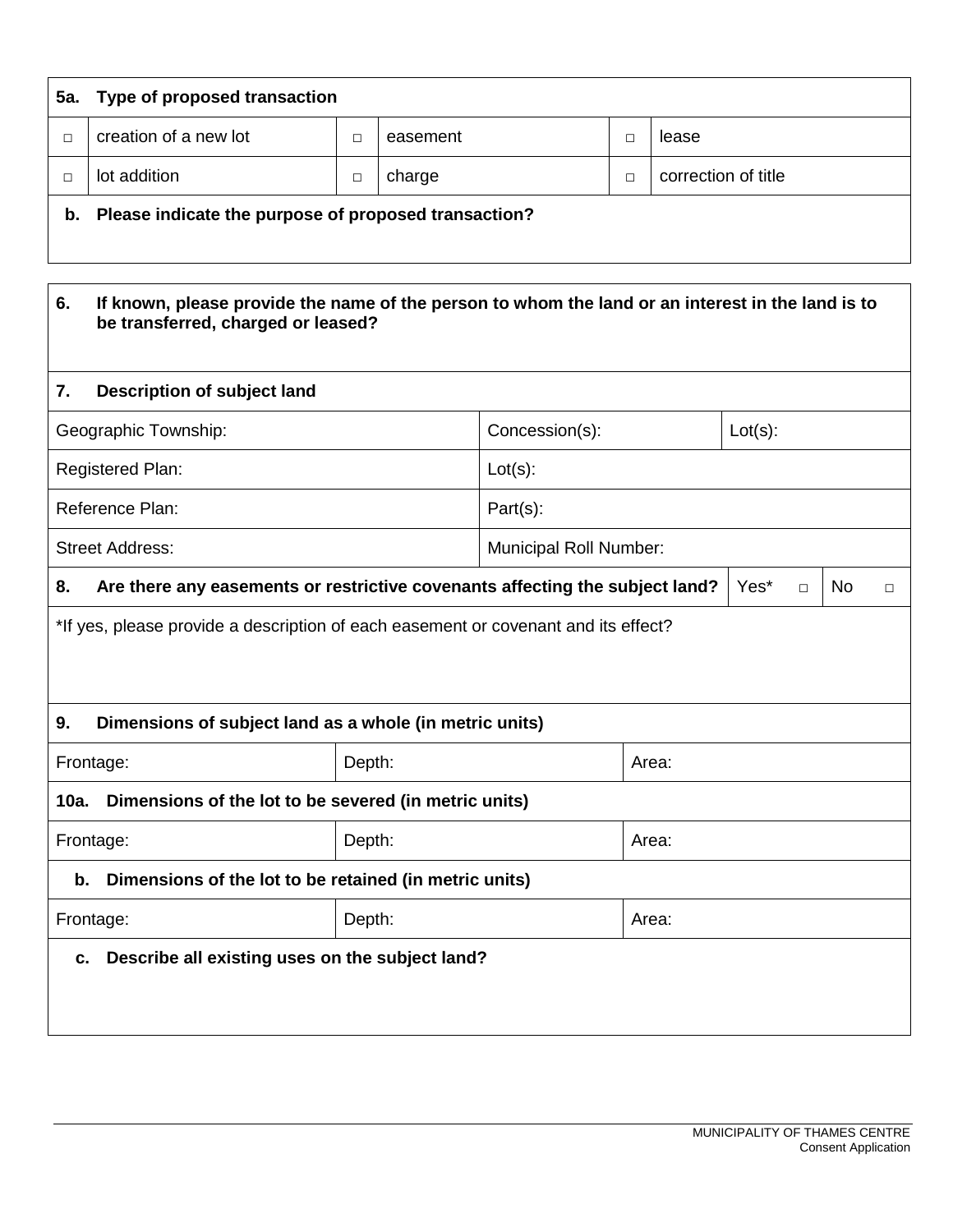| 5a. | Type of proposed transaction | | | | |
|---|---|---|---|---|---|
| □ | creation of a new lot | □ | easement | □ | lease |
| □ | lot addition | □ | charge | □ | correction of title |

**b. Please indicate the purpose of proposed transaction?**

**6. If known, please provide the name of the person to whom the land or an interest in the land is to be transferred, charged or leased?**

**7. Description of subject land**

| | | |
|---|---|---|
| Geographic Township: | Concession(s): | Lot(s): |
| Registered Plan: | Lot(s): | |
| Reference Plan: | Part(s): | |
| Street Address: | Municipal Roll Number: | |

| | | |
|---|---|---|
| **8. Are there any easements or restrictive covenants affecting the subject land?** | Yes* □ | No □ |

*If yes, please provide a description of each easement or covenant and its effect?

**9. Dimensions of subject land as a whole (in metric units)**

| | | |
|---|---|---|
| Frontage: | Depth: | Area: |

**10a. Dimensions of the lot to be severed (in metric units)**

| | | |
|---|---|---|
| Frontage: | Depth: | Area: |

**b. Dimensions of the lot to be retained (in metric units)**

| | | |
|---|---|---|
| Frontage: | Depth: | Area: |

**c. Describe all existing uses on the subject land?**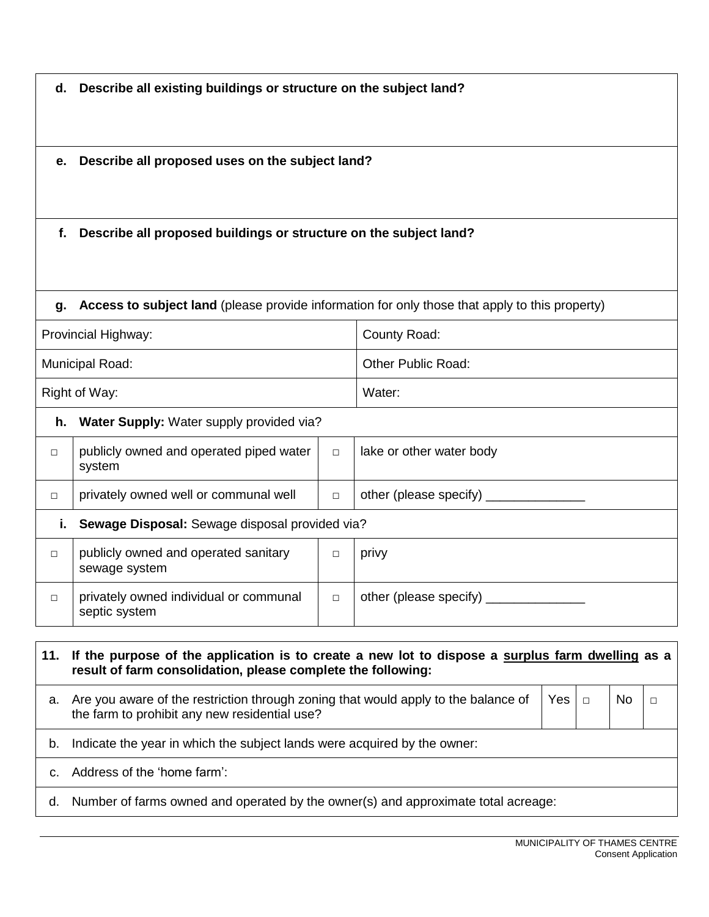**d. Describe all existing buildings or structure on the subject land?**

**e. Describe all proposed uses on the subject land?**

**f. Describe all proposed buildings or structure on the subject land?**

**g. Access to subject land** (please provide information for only those that apply to this property)

| | |
|---|---|
| Provincial Highway: | County Road: |
| Municipal Road: | Other Public Road: |
| Right of Way: | Water: |

**h. Water Supply:** Water supply provided via?

| | | | |
|---|---|---|---|
| □ | publicly owned and operated piped water system | □ | lake or other water body |
| □ | privately owned well or communal well | □ | other (please specify) ______________ |

**i. Sewage Disposal:** Sewage disposal provided via?

| | | | |
|---|---|---|---|
| □ | publicly owned and operated sanitary sewage system | □ | privy |
| □ | privately owned individual or communal septic system | □ | other (please specify) ______________ |

**11. If the purpose of the application is to create a new lot to dispose a surplus farm dwelling as a result of farm consolidation, please complete the following:**

| | | | | | |
|---|---|---|---|---|---|
| a. | Are you aware of the restriction through zoning that would apply to the balance of the farm to prohibit any new residential use? | Yes | □ | No | □ |
| b. | Indicate the year in which the subject lands were acquired by the owner: | | | | |
| c. | Address of the 'home farm': | | | | |
| d. | Number of farms owned and operated by the owner(s) and approximate total acreage: | | | | |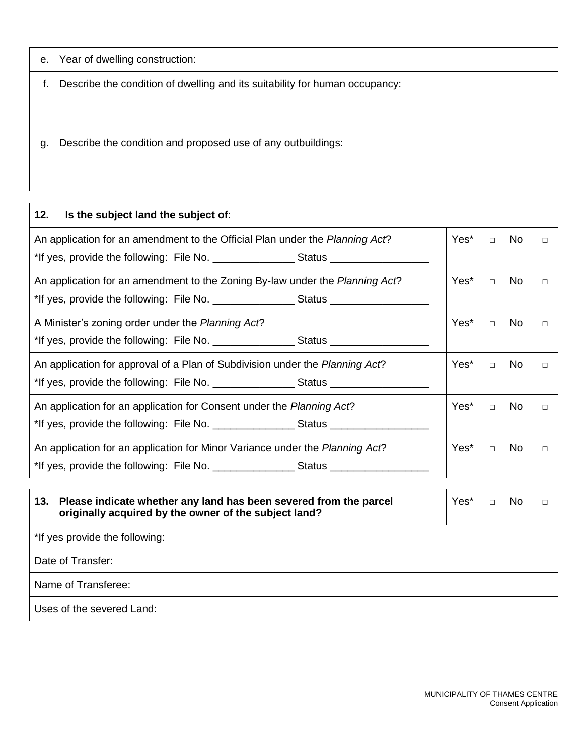e. Year of dwelling construction:

f. Describe the condition of dwelling and its suitability for human occupancy:

g. Describe the condition and proposed use of any outbuildings:

| **12. Is the subject land the subject of**: | | |
|---|---|---|
| An application for an amendment to the Official Plan under the *Planning Act*?<br>*If yes, provide the following: File No. ______________ Status _________________ | Yes* □ | No □ |
| An application for an amendment to the Zoning By-law under the *Planning Act*?<br>*If yes, provide the following: File No. ______________ Status _________________ | Yes* □ | No □ |
| A Minister's zoning order under the *Planning Act*?<br>*If yes, provide the following: File No. ______________ Status _________________ | Yes* □ | No □ |
| An application for approval of a Plan of Subdivision under the *Planning Act*?<br>*If yes, provide the following: File No. ______________ Status _________________ | Yes* □ | No □ |
| An application for an application for Consent under the *Planning Act*?<br>*If yes, provide the following: File No. ______________ Status _________________ | Yes* □ | No □ |
| An application for an application for Minor Variance under the *Planning Act*?<br>*If yes, provide the following: File No. ______________ Status _________________ | Yes* □ | No □ |

| **13. Please indicate whether any land has been severed from the parcel originally acquired by the owner of the subject land?** | Yes* □ | No □ |
|---|---|---|
| *If yes provide the following: | | |
| Date of Transfer: | | |
| Name of Transferee: | | |
| Uses of the severed Land: | | |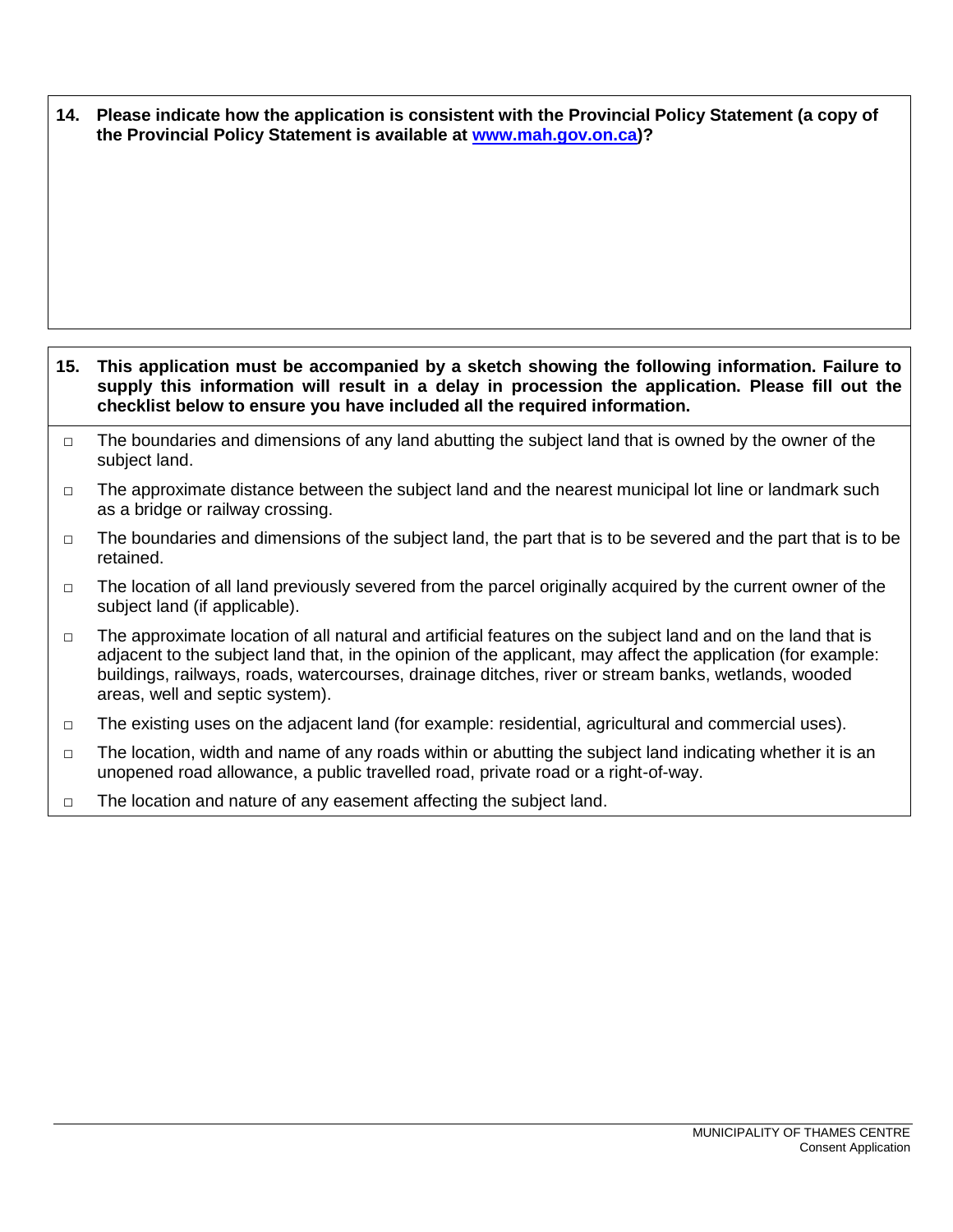**14. Please indicate how the application is consistent with the Provincial Policy Statement (a copy of the Provincial Policy Statement is available at [www.mah.gov.on.ca](http://www.mah.gov.on.ca))?**

**15. This application must be accompanied by a sketch showing the following information. Failure to supply this information will result in a delay in procession the application. Please fill out the checklist below to ensure you have included all the required information.**

- ☐ The boundaries and dimensions of any land abutting the subject land that is owned by the owner of the subject land.
- ☐ The approximate distance between the subject land and the nearest municipal lot line or landmark such as a bridge or railway crossing.
- ☐ The boundaries and dimensions of the subject land, the part that is to be severed and the part that is to be retained.
- ☐ The location of all land previously severed from the parcel originally acquired by the current owner of the subject land (if applicable).
- ☐ The approximate location of all natural and artificial features on the subject land and on the land that is adjacent to the subject land that, in the opinion of the applicant, may affect the application (for example: buildings, railways, roads, watercourses, drainage ditches, river or stream banks, wetlands, wooded areas, well and septic system).
- ☐ The existing uses on the adjacent land (for example: residential, agricultural and commercial uses).
- ☐ The location, width and name of any roads within or abutting the subject land indicating whether it is an unopened road allowance, a public travelled road, private road or a right-of-way.
- ☐ The location and nature of any easement affecting the subject land.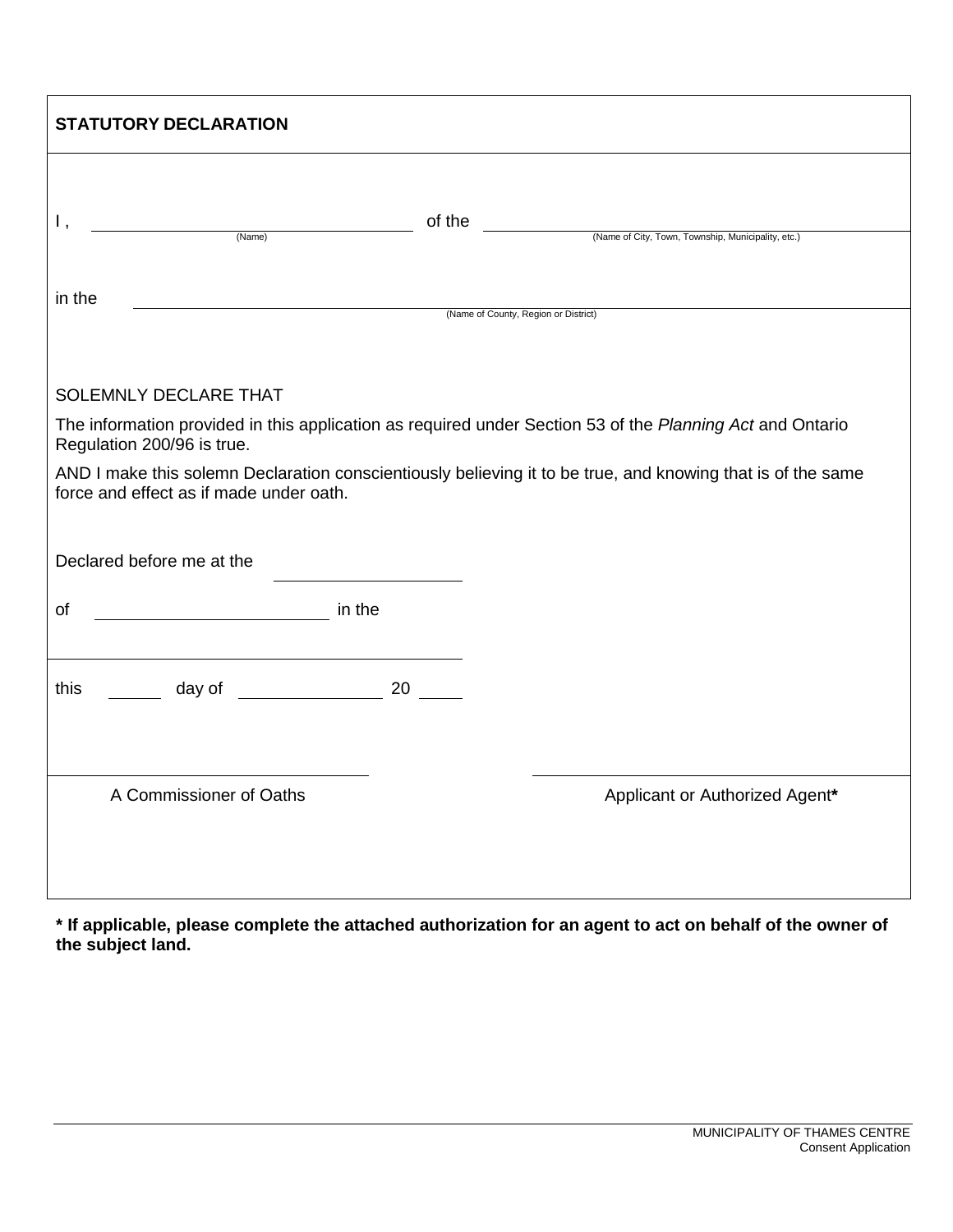## STATUTORY DECLARATION

I , ______________________________ of the ______________________________
(Name) (Name of City, Town, Township, Municipality, etc.)

in the ______________________________
(Name of County, Region or District)

SOLEMNLY DECLARE THAT

The information provided in this application as required under Section 53 of the *Planning Act* and Ontario Regulation 200/96 is true.

AND I make this solemn Declaration conscientiously believing it to be true, and knowing that is of the same force and effect as if made under oath.

Declared before me at the ______________________

of ______________________ in the

______________________________

this ______ day of ______________ 20 _____

______________________________
A Commissioner of Oaths

______________________________
Applicant or Authorized Agent*

**\* If applicable, please complete the attached authorization for an agent to act on behalf of the owner of the subject land.**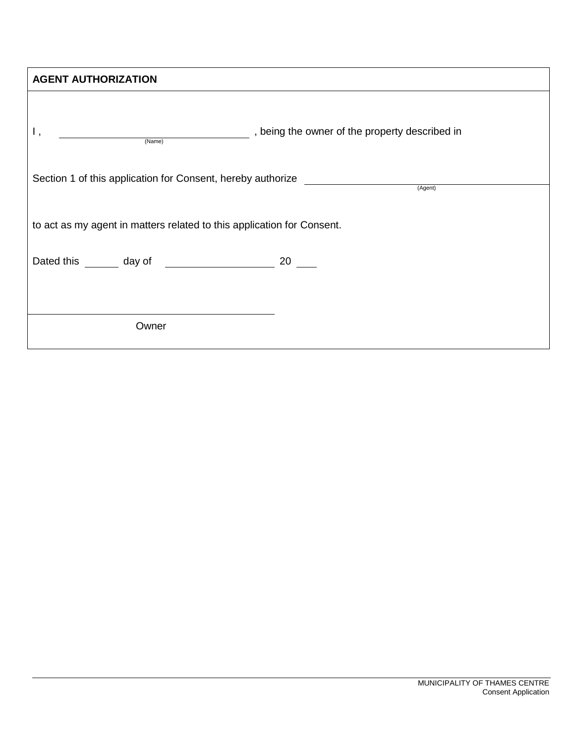## AGENT AUTHORIZATION

I , \_\_\_\_\_\_\_\_\_\_\_\_\_\_\_\_\_\_\_\_\_\_\_\_\_\_\_\_\_\_\_\_ , being the owner of the property described in
(Name)

Section 1 of this application for Consent, hereby authorize \_\_\_\_\_\_\_\_\_\_\_\_\_\_\_\_\_\_\_\_\_\_\_\_\_\_\_\_\_\_\_\_
(Agent)

to act as my agent in matters related to this application for Consent.

Dated this \_\_\_\_\_\_ day of \_\_\_\_\_\_\_\_\_\_\_\_\_\_\_\_\_\_ 20 \_\_\_

\_\_\_\_\_\_\_\_\_\_\_\_\_\_\_\_\_\_\_\_\_\_\_\_\_\_\_\_\_\_\_\_\_\_\_\_\_\_\_\_

Owner